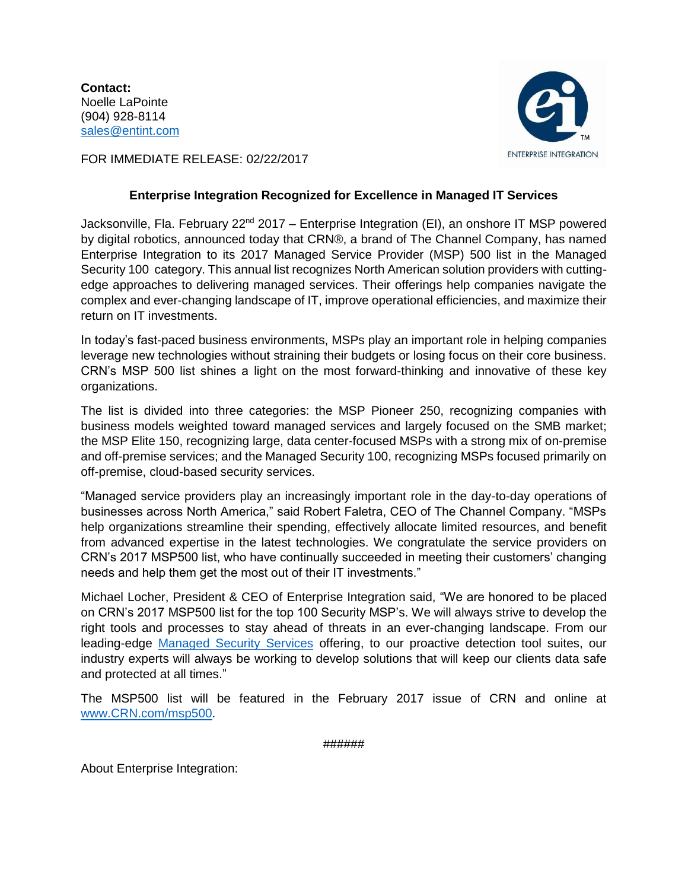**Contact:**
Noelle LaPointe
(904) 928-8114
sales@entint.com

ENTERPRISE INTEGRATION

FOR IMMEDIATE RELEASE: 02/22/2017

**Enterprise Integration Recognized for Excellence in Managed IT Services**

Jacksonville, Fla. February 22nd 2017 – Enterprise Integration (EI), an onshore IT MSP powered by digital robotics, announced today that CRN®, a brand of The Channel Company, has named Enterprise Integration to its 2017 Managed Service Provider (MSP) 500 list in the Managed Security 100 category. This annual list recognizes North American solution providers with cutting-edge approaches to delivering managed services. Their offerings help companies navigate the complex and ever-changing landscape of IT, improve operational efficiencies, and maximize their return on IT investments.

In today's fast-paced business environments, MSPs play an important role in helping companies leverage new technologies without straining their budgets or losing focus on their core business. CRN's MSP 500 list shines a light on the most forward-thinking and innovative of these key organizations.

The list is divided into three categories: the MSP Pioneer 250, recognizing companies with business models weighted toward managed services and largely focused on the SMB market; the MSP Elite 150, recognizing large, data center-focused MSPs with a strong mix of on-premise and off-premise services; and the Managed Security 100, recognizing MSPs focused primarily on off-premise, cloud-based security services.

"Managed service providers play an increasingly important role in the day-to-day operations of businesses across North America," said Robert Faletra, CEO of The Channel Company. "MSPs help organizations streamline their spending, effectively allocate limited resources, and benefit from advanced expertise in the latest technologies. We congratulate the service providers on CRN's 2017 MSP500 list, who have continually succeeded in meeting their customers' changing needs and help them get the most out of their IT investments."

Michael Locher, President & CEO of Enterprise Integration said, "We are honored to be placed on CRN's 2017 MSP500 list for the top 100 Security MSP's. We will always strive to develop the right tools and processes to stay ahead of threats in an ever-changing landscape. From our leading-edge Managed Security Services offering, to our proactive detection tool suites, our industry experts will always be working to develop solutions that will keep our clients data safe and protected at all times."

The MSP500 list will be featured in the February 2017 issue of CRN and online at www.CRN.com/msp500.

######

About Enterprise Integration: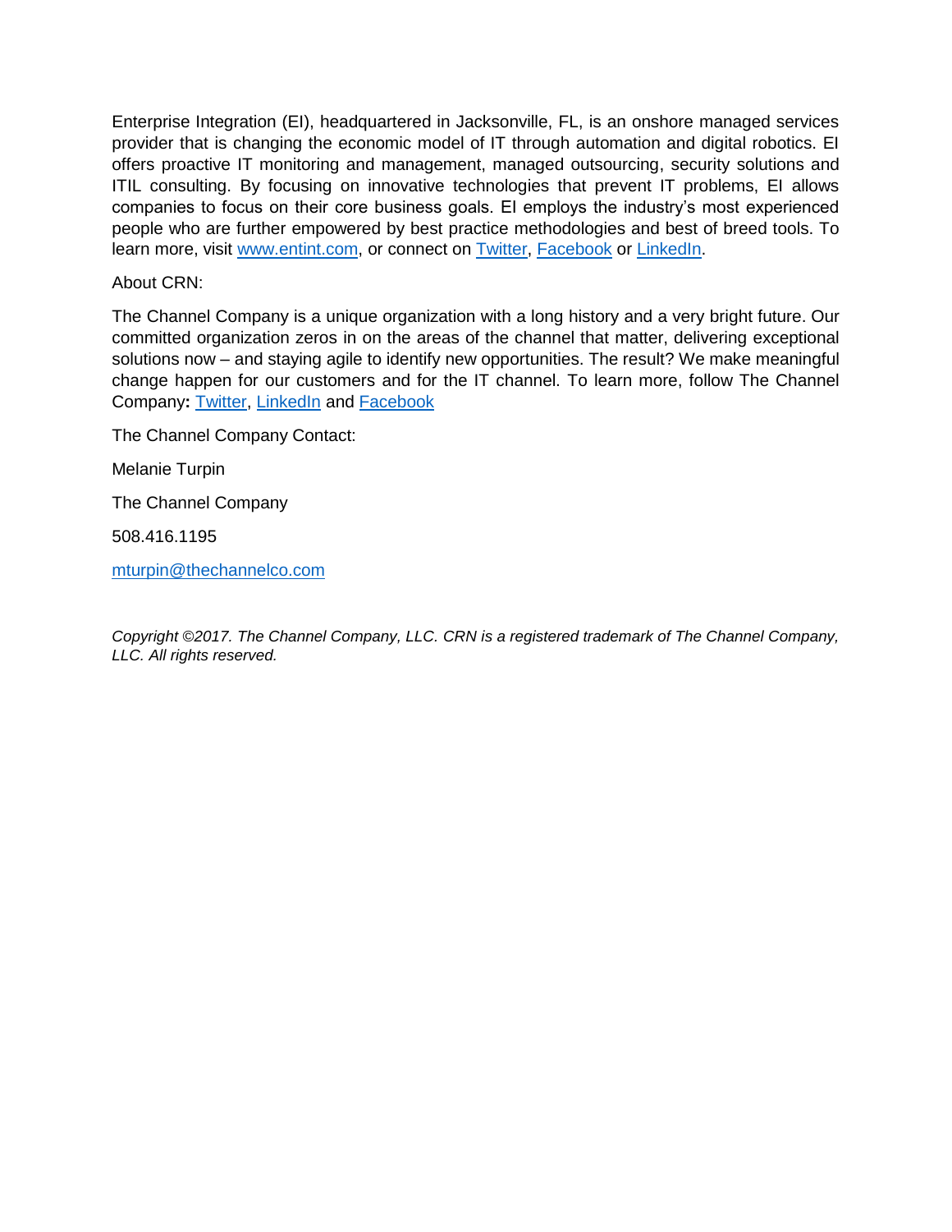Enterprise Integration (EI), headquartered in Jacksonville, FL, is an onshore managed services provider that is changing the economic model of IT through automation and digital robotics. EI offers proactive IT monitoring and management, managed outsourcing, security solutions and ITIL consulting. By focusing on innovative technologies that prevent IT problems, EI allows companies to focus on their core business goals. EI employs the industry's most experienced people who are further empowered by best practice methodologies and best of breed tools. To learn more, visit [www.entint.com](www.entint.com), or connect on Twitter, Facebook or LinkedIn.

About CRN:

The Channel Company is a unique organization with a long history and a very bright future. Our committed organization zeros in on the areas of the channel that matter, delivering exceptional solutions now – and staying agile to identify new opportunities. The result? We make meaningful change happen for our customers and for the IT channel. To learn more, follow The Channel Company**:** Twitter, LinkedIn and Facebook

The Channel Company Contact:

Melanie Turpin

The Channel Company

508.416.1195

mturpin@thechannelco.com

*Copyright ©2017. The Channel Company, LLC. CRN is a registered trademark of The Channel Company, LLC. All rights reserved.*